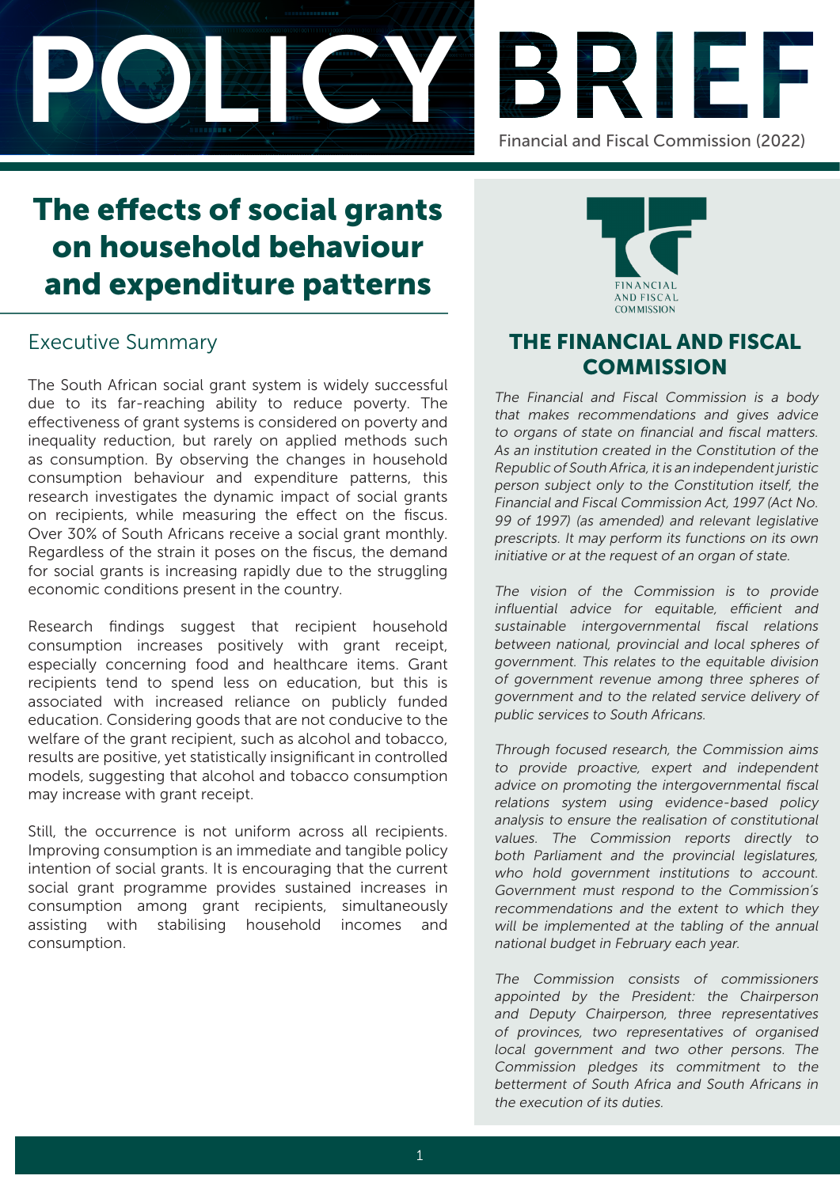# POLICY BRIEF

Financial and Fiscal Commission (2022)

# The effects of social grants on household behaviour and expenditure patterns

## Executive Summary

The South African social grant system is widely successful due to its far-reaching ability to reduce poverty. The effectiveness of grant systems is considered on poverty and inequality reduction, but rarely on applied methods such as consumption. By observing the changes in household consumption behaviour and expenditure patterns, this research investigates the dynamic impact of social grants on recipients, while measuring the effect on the fiscus. Over 30% of South Africans receive a social grant monthly. Regardless of the strain it poses on the fiscus, the demand for social grants is increasing rapidly due to the struggling economic conditions present in the country.

Research findings suggest that recipient household consumption increases positively with grant receipt, especially concerning food and healthcare items. Grant recipients tend to spend less on education, but this is associated with increased reliance on publicly funded education. Considering goods that are not conducive to the welfare of the grant recipient, such as alcohol and tobacco, results are positive, yet statistically insignificant in controlled models, suggesting that alcohol and tobacco consumption may increase with grant receipt.

Still, the occurrence is not uniform across all recipients. Improving consumption is an immediate and tangible policy intention of social grants. It is encouraging that the current social grant programme provides sustained increases in consumption among grant recipients, simultaneously assisting with stabilising household incomes and consumption.

FINANCIAL AND FISCAL COMMISSION

## THE FINANCIAL AND FISCAL COMMISSION

*The Financial and Fiscal Commission is a body that makes recommendations and gives advice to organs of state on financial and fiscal matters. As an institution created in the Constitution of the Republic of South Africa, it is an independent juristic person subject only to the Constitution itself, the Financial and Fiscal Commission Act, 1997 (Act No. 99 of 1997) (as amended) and relevant legislative prescripts. It may perform its functions on its own initiative or at the request of an organ of state.*

*The vision of the Commission is to provide influential advice for equitable, efficient and sustainable intergovernmental fiscal relations between national, provincial and local spheres of government. This relates to the equitable division of government revenue among three spheres of government and to the related service delivery of public services to South Africans.*

*Through focused research, the Commission aims to provide proactive, expert and independent advice on promoting the intergovernmental fiscal relations system using evidence-based policy analysis to ensure the realisation of constitutional values. The Commission reports directly to both Parliament and the provincial legislatures, who hold government institutions to account. Government must respond to the Commission's recommendations and the extent to which they will be implemented at the tabling of the annual national budget in February each year.*

*The Commission consists of commissioners appointed by the President: the Chairperson and Deputy Chairperson, three representatives of provinces, two representatives of organised local government and two other persons. The Commission pledges its commitment to the betterment of South Africa and South Africans in the execution of its duties.*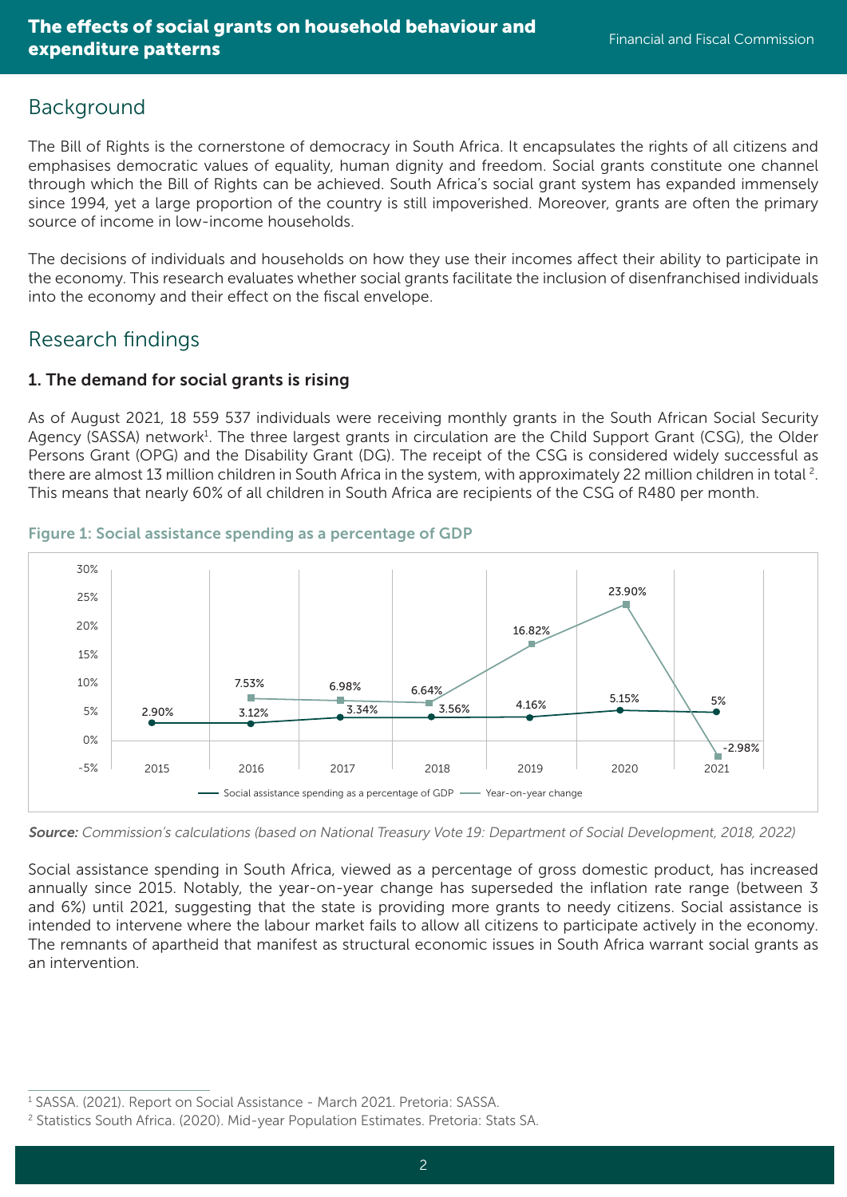## Background

The Bill of Rights is the cornerstone of democracy in South Africa. It encapsulates the rights of all citizens and emphasises democratic values of equality, human dignity and freedom. Social grants constitute one channel through which the Bill of Rights can be achieved. South Africa's social grant system has expanded immensely since 1994, yet a large proportion of the country is still impoverished. Moreover, grants are often the primary source of income in low-income households.

The decisions of individuals and households on how they use their incomes affect their ability to participate in the economy. This research evaluates whether social grants facilitate the inclusion of disenfranchised individuals into the economy and their effect on the fiscal envelope.

## Research findings

### 1. The demand for social grants is rising

As of August 2021, 18 559 537 individuals were receiving monthly grants in the South African Social Security Agency (SASSA) network[1]. The three largest grants in circulation are the Child Support Grant (CSG), the Older Persons Grant (OPG) and the Disability Grant (DG). The receipt of the CSG is considered widely successful as there are almost 13 million children in South Africa in the system, with approximately 22 million children in total [2]. This means that nearly 60% of all children in South Africa are recipients of the CSG of R480 per month.

**Figure 1: Social assistance spending as a percentage of GDP**

| Year | Social assistance spending as a percentage of GDP | Year-on-year change |
|---|---|---|
| 2015 | 2.90% | |
| 2016 | 3.12% | 7.53% |
| 2017 | 3.34% | 6.98% |
| 2018 | 3.56% | 6.64% |
| 2019 | 4.16% | 16.82% |
| 2020 | 5.15% | 23.90% |
| 2021 | 5% | -2.98% |

***Source:*** *Commission's calculations (based on National Treasury Vote 19: Department of Social Development, 2018, 2022)*

Social assistance spending in South Africa, viewed as a percentage of gross domestic product, has increased annually since 2015. Notably, the year-on-year change has superseded the inflation rate range (between 3 and 6%) until 2021, suggesting that the state is providing more grants to needy citizens. Social assistance is intended to intervene where the labour market fails to allow all citizens to participate actively in the economy. The remnants of apartheid that manifest as structural economic issues in South Africa warrant social grants as an intervention.

[1] SASSA. (2021). Report on Social Assistance - March 2021. Pretoria: SASSA.

[2] Statistics South Africa. (2020). Mid-year Population Estimates. Pretoria: Stats SA.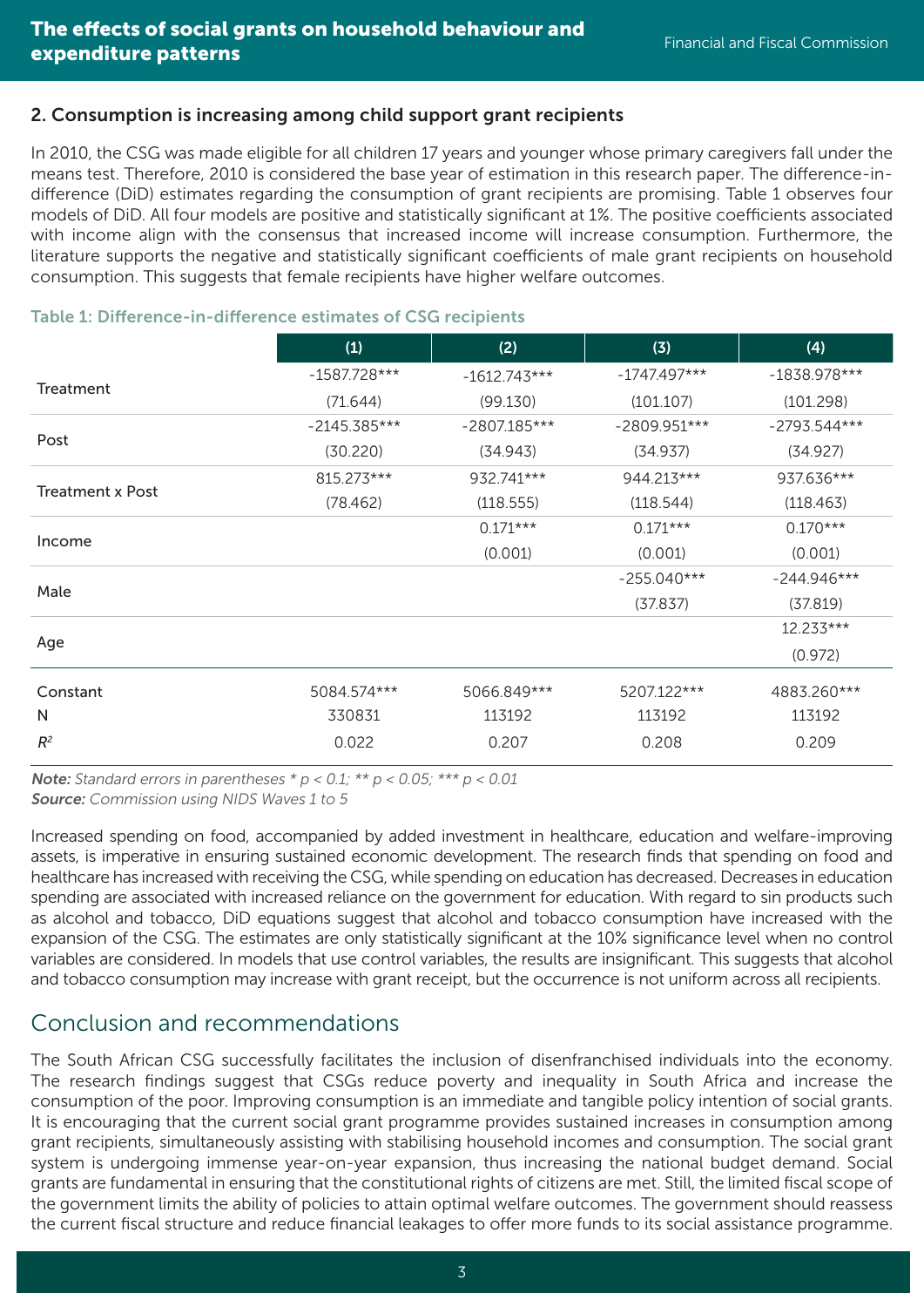## 2. Consumption is increasing among child support grant recipients

In 2010, the CSG was made eligible for all children 17 years and younger whose primary caregivers fall under the means test. Therefore, 2010 is considered the base year of estimation in this research paper. The difference-in-difference (DiD) estimates regarding the consumption of grant recipients are promising. Table 1 observes four models of DiD. All four models are positive and statistically significant at 1%. The positive coefficients associated with income align with the consensus that increased income will increase consumption. Furthermore, the literature supports the negative and statistically significant coefficients of male grant recipients on household consumption. This suggests that female recipients have higher welfare outcomes.

**Table 1: Difference-in-difference estimates of CSG recipients**

| | (1) | (2) | (3) | (4) |
|---|---|---|---|---|
| Treatment | -1587.728*** | -1612.743*** | -1747.497*** | -1838.978*** |
| | (71.644) | (99.130) | (101.107) | (101.298) |
| Post | -2145.385*** | -2807.185*** | -2809.951*** | -2793.544*** |
| | (30.220) | (34.943) | (34.937) | (34.927) |
| Treatment x Post | 815.273*** | 932.741*** | 944.213*** | 937.636*** |
| | (78.462) | (118.555) | (118.544) | (118.463) |
| Income | | 0.171*** | 0.171*** | 0.170*** |
| | | (0.001) | (0.001) | (0.001) |
| Male | | | -255.040*** | -244.946*** |
| | | | (37.837) | (37.819) |
| Age | | | | 12.233*** |
| | | | | (0.972) |
| Constant | 5084.574*** | 5066.849*** | 5207.122*** | 4883.260*** |
| N | 330831 | 113192 | 113192 | 113192 |
| $R^2$ | 0.022 | 0.207 | 0.208 | 0.209 |

***Note:*** *Standard errors in parentheses * p < 0.1; ** p < 0.05; *** p < 0.01*
***Source:*** *Commission using NIDS Waves 1 to 5*

Increased spending on food, accompanied by added investment in healthcare, education and welfare-improving assets, is imperative in ensuring sustained economic development. The research finds that spending on food and healthcare has increased with receiving the CSG, while spending on education has decreased. Decreases in education spending are associated with increased reliance on the government for education. With regard to sin products such as alcohol and tobacco, DiD equations suggest that alcohol and tobacco consumption have increased with the expansion of the CSG. The estimates are only statistically significant at the 10% significance level when no control variables are considered. In models that use control variables, the results are insignificant. This suggests that alcohol and tobacco consumption may increase with grant receipt, but the occurrence is not uniform across all recipients.

# Conclusion and recommendations

The South African CSG successfully facilitates the inclusion of disenfranchised individuals into the economy. The research findings suggest that CSGs reduce poverty and inequality in South Africa and increase the consumption of the poor. Improving consumption is an immediate and tangible policy intention of social grants. It is encouraging that the current social grant programme provides sustained increases in consumption among grant recipients, simultaneously assisting with stabilising household incomes and consumption. The social grant system is undergoing immense year-on-year expansion, thus increasing the national budget demand. Social grants are fundamental in ensuring that the constitutional rights of citizens are met. Still, the limited fiscal scope of the government limits the ability of policies to attain optimal welfare outcomes. The government should reassess the current fiscal structure and reduce financial leakages to offer more funds to its social assistance programme.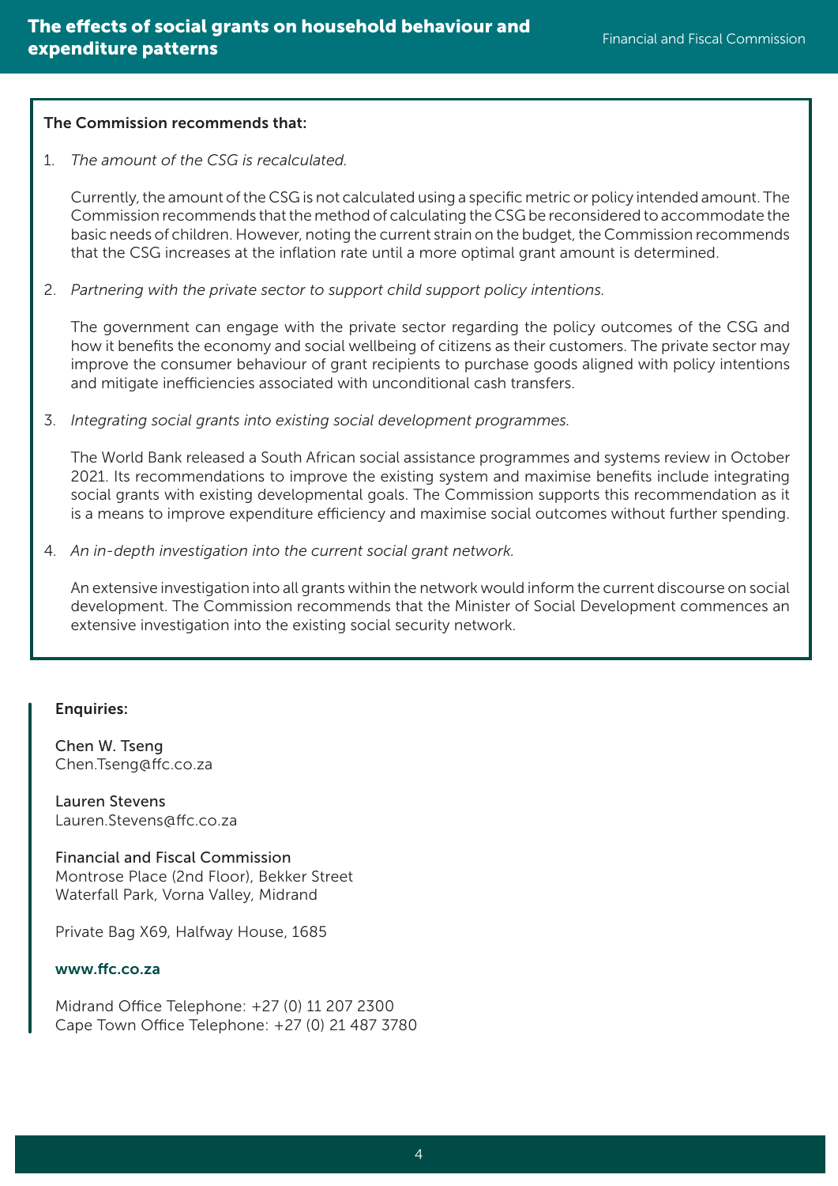**The Commission recommends that:**

1. *The amount of the CSG is recalculated.*

   Currently, the amount of the CSG is not calculated using a specific metric or policy intended amount. The Commission recommends that the method of calculating the CSG be reconsidered to accommodate the basic needs of children. However, noting the current strain on the budget, the Commission recommends that the CSG increases at the inflation rate until a more optimal grant amount is determined.

2. *Partnering with the private sector to support child support policy intentions.*

   The government can engage with the private sector regarding the policy outcomes of the CSG and how it benefits the economy and social wellbeing of citizens as their customers. The private sector may improve the consumer behaviour of grant recipients to purchase goods aligned with policy intentions and mitigate inefficiencies associated with unconditional cash transfers.

3. *Integrating social grants into existing social development programmes.*

   The World Bank released a South African social assistance programmes and systems review in October 2021. Its recommendations to improve the existing system and maximise benefits include integrating social grants with existing developmental goals. The Commission supports this recommendation as it is a means to improve expenditure efficiency and maximise social outcomes without further spending.

4. *An in-depth investigation into the current social grant network.*

   An extensive investigation into all grants within the network would inform the current discourse on social development. The Commission recommends that the Minister of Social Development commences an extensive investigation into the existing social security network.

**Enquiries:**

Chen W. Tseng
Chen.Tseng@ffc.co.za

Lauren Stevens
Lauren.Stevens@ffc.co.za

Financial and Fiscal Commission
Montrose Place (2nd Floor), Bekker Street
Waterfall Park, Vorna Valley, Midrand

Private Bag X69, Halfway House, 1685

**www.ffc.co.za**

Midrand Office Telephone: +27 (0) 11 207 2300
Cape Town Office Telephone: +27 (0) 21 487 3780